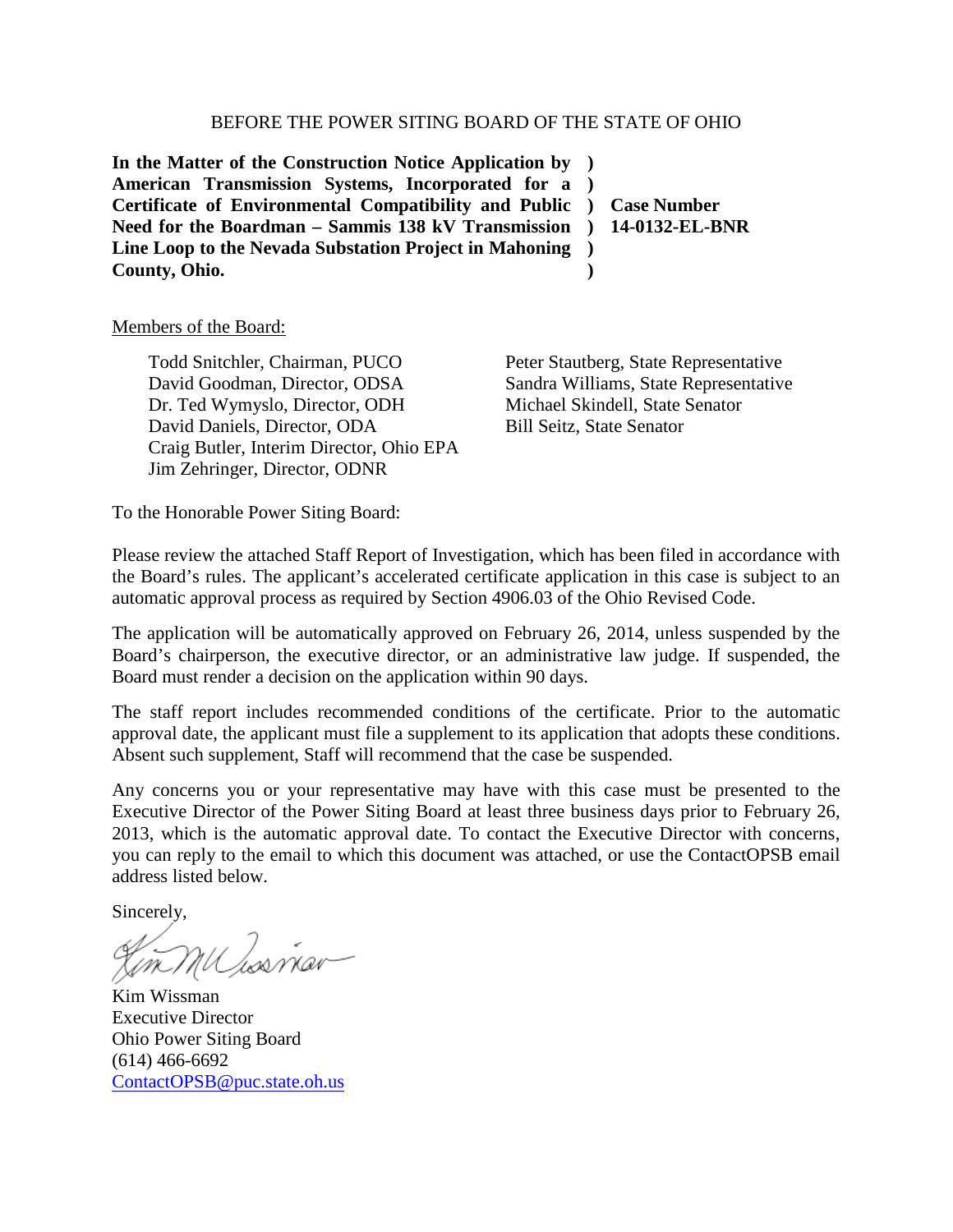BEFORE THE POWER SITING BOARD OF THE STATE OF OHIO

| | | |
|---|---|---|
| **In the Matter of the Construction Notice Application by American Transmission Systems, Incorporated for a Certificate of Environmental Compatibility and Public Need for the Boardman – Sammis 138 kV Transmission Line Loop to the Nevada Substation Project in Mahoning County, Ohio.** | **)**<br>**)**<br>**)**<br>**)**<br>**)**<br>**)** | **Case Number**<br>**14-0132-EL-BNR** |

Members of the Board:

Todd Snitchler, Chairman, PUCO
David Goodman, Director, ODSA
Dr. Ted Wymyslo, Director, ODH
David Daniels, Director, ODA
Craig Butler, Interim Director, Ohio EPA
Jim Zehringer, Director, ODNR
Peter Stautberg, State Representative
Sandra Williams, State Representative
Michael Skindell, State Senator
Bill Seitz, State Senator

To the Honorable Power Siting Board:

Please review the attached Staff Report of Investigation, which has been filed in accordance with the Board's rules. The applicant's accelerated certificate application in this case is subject to an automatic approval process as required by Section 4906.03 of the Ohio Revised Code.

The application will be automatically approved on February 26, 2014, unless suspended by the Board's chairperson, the executive director, or an administrative law judge. If suspended, the Board must render a decision on the application within 90 days.

The staff report includes recommended conditions of the certificate. Prior to the automatic approval date, the applicant must file a supplement to its application that adopts these conditions. Absent such supplement, Staff will recommend that the case be suspended.

Any concerns you or your representative may have with this case must be presented to the Executive Director of the Power Siting Board at least three business days prior to February 26, 2013, which is the automatic approval date. To contact the Executive Director with concerns, you can reply to the email to which this document was attached, or use the ContactOPSB email address listed below.

Sincerely,

Kim Wissman
Executive Director
Ohio Power Siting Board
(614) 466-6692
ContactOPSB@puc.state.oh.us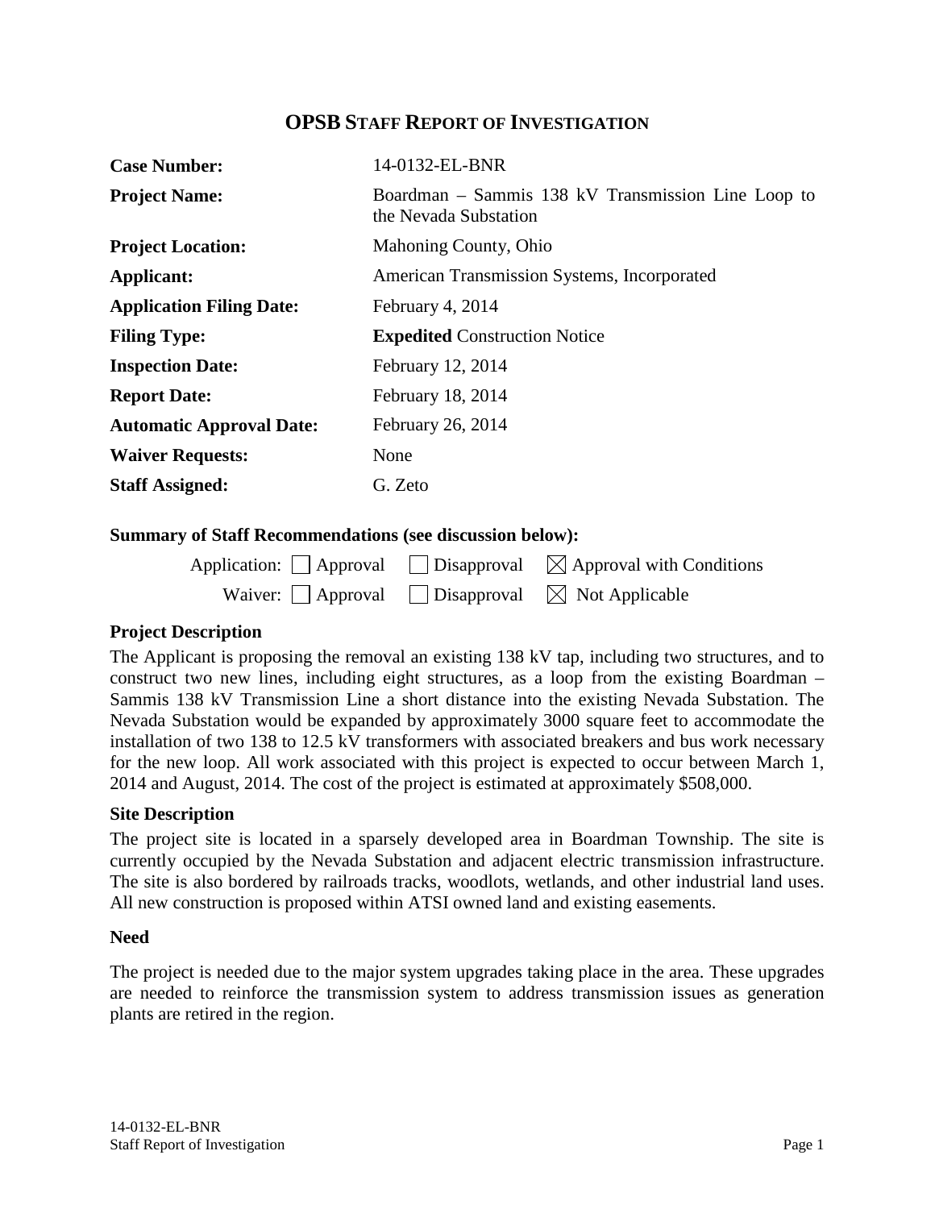# OPSB STAFF REPORT OF INVESTIGATION

| | |
|---|---|
| **Case Number:** | 14-0132-EL-BNR |
| **Project Name:** | Boardman – Sammis 138 kV Transmission Line Loop to the Nevada Substation |
| **Project Location:** | Mahoning County, Ohio |
| **Applicant:** | American Transmission Systems, Incorporated |
| **Application Filing Date:** | February 4, 2014 |
| **Filing Type:** | **Expedited** Construction Notice |
| **Inspection Date:** | February 12, 2014 |
| **Report Date:** | February 18, 2014 |
| **Automatic Approval Date:** | February 26, 2014 |
| **Waiver Requests:** | None |
| **Staff Assigned:** | G. Zeto |

**Summary of Staff Recommendations (see discussion below):**

Application: ☐ Approval ☐ Disapproval ☒ Approval with Conditions

Waiver: ☐ Approval ☐ Disapproval ☒ Not Applicable

### Project Description

The Applicant is proposing the removal an existing 138 kV tap, including two structures, and to construct two new lines, including eight structures, as a loop from the existing Boardman – Sammis 138 kV Transmission Line a short distance into the existing Nevada Substation. The Nevada Substation would be expanded by approximately 3000 square feet to accommodate the installation of two 138 to 12.5 kV transformers with associated breakers and bus work necessary for the new loop. All work associated with this project is expected to occur between March 1, 2014 and August, 2014. The cost of the project is estimated at approximately $508,000.

### Site Description

The project site is located in a sparsely developed area in Boardman Township. The site is currently occupied by the Nevada Substation and adjacent electric transmission infrastructure. The site is also bordered by railroads tracks, woodlots, wetlands, and other industrial land uses. All new construction is proposed within ATSI owned land and existing easements.

### Need

The project is needed due to the major system upgrades taking place in the area. These upgrades are needed to reinforce the transmission system to address transmission issues as generation plants are retired in the region.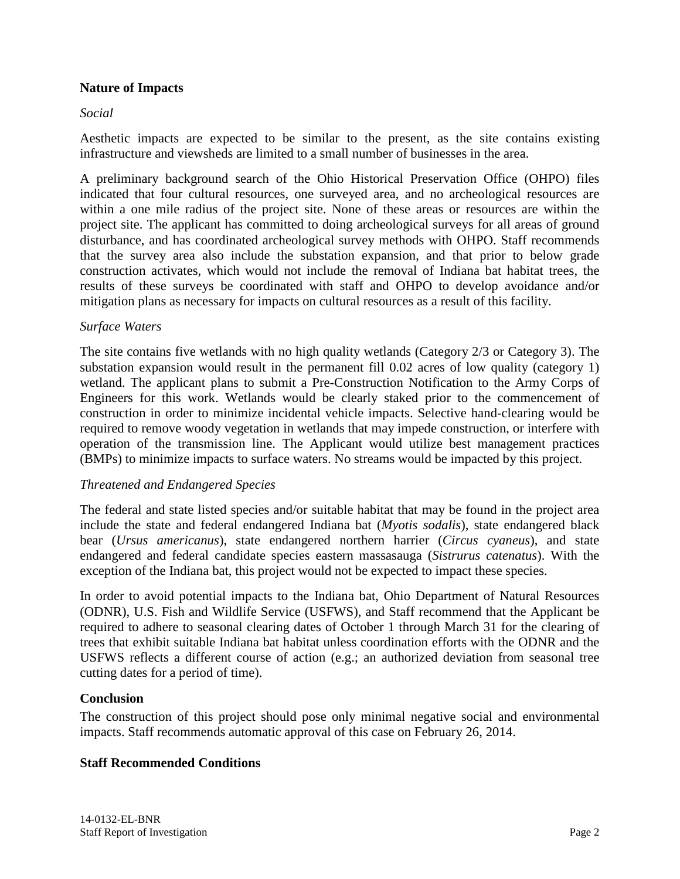**Nature of Impacts**

*Social*

Aesthetic impacts are expected to be similar to the present, as the site contains existing infrastructure and viewsheds are limited to a small number of businesses in the area.

A preliminary background search of the Ohio Historical Preservation Office (OHPO) files indicated that four cultural resources, one surveyed area, and no archeological resources are within a one mile radius of the project site. None of these areas or resources are within the project site. The applicant has committed to doing archeological surveys for all areas of ground disturbance, and has coordinated archeological survey methods with OHPO. Staff recommends that the survey area also include the substation expansion, and that prior to below grade construction activates, which would not include the removal of Indiana bat habitat trees, the results of these surveys be coordinated with staff and OHPO to develop avoidance and/or mitigation plans as necessary for impacts on cultural resources as a result of this facility.

*Surface Waters*

The site contains five wetlands with no high quality wetlands (Category 2/3 or Category 3). The substation expansion would result in the permanent fill 0.02 acres of low quality (category 1) wetland. The applicant plans to submit a Pre-Construction Notification to the Army Corps of Engineers for this work. Wetlands would be clearly staked prior to the commencement of construction in order to minimize incidental vehicle impacts. Selective hand-clearing would be required to remove woody vegetation in wetlands that may impede construction, or interfere with operation of the transmission line. The Applicant would utilize best management practices (BMPs) to minimize impacts to surface waters. No streams would be impacted by this project.

*Threatened and Endangered Species*

The federal and state listed species and/or suitable habitat that may be found in the project area include the state and federal endangered Indiana bat (*Myotis sodalis*), state endangered black bear (*Ursus americanus*), state endangered northern harrier (*Circus cyaneus*), and state endangered and federal candidate species eastern massasauga (*Sistrurus catenatus*). With the exception of the Indiana bat, this project would not be expected to impact these species.

In order to avoid potential impacts to the Indiana bat, Ohio Department of Natural Resources (ODNR), U.S. Fish and Wildlife Service (USFWS), and Staff recommend that the Applicant be required to adhere to seasonal clearing dates of October 1 through March 31 for the clearing of trees that exhibit suitable Indiana bat habitat unless coordination efforts with the ODNR and the USFWS reflects a different course of action (e.g.; an authorized deviation from seasonal tree cutting dates for a period of time).

**Conclusion**

The construction of this project should pose only minimal negative social and environmental impacts. Staff recommends automatic approval of this case on February 26, 2014.

**Staff Recommended Conditions**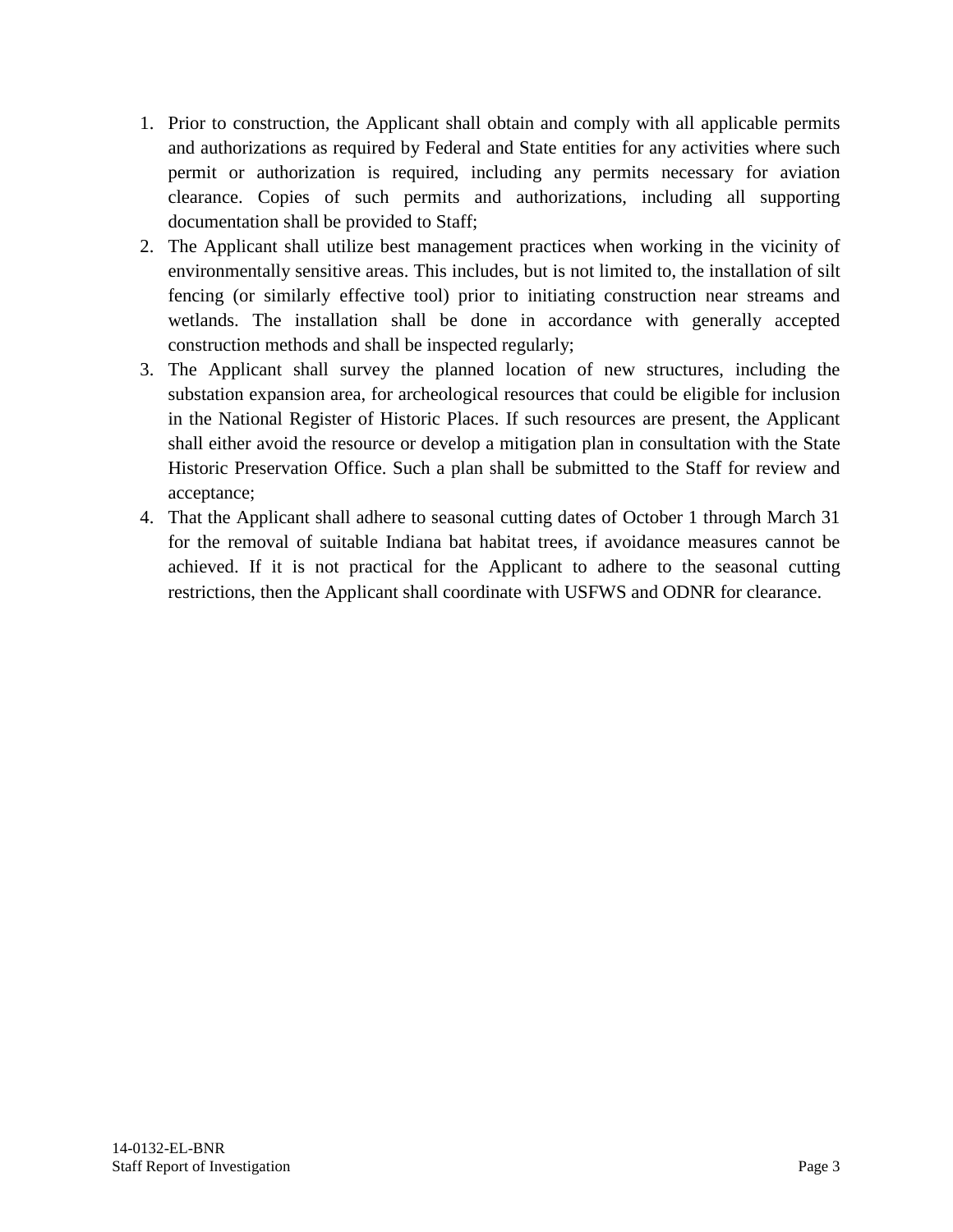1. Prior to construction, the Applicant shall obtain and comply with all applicable permits and authorizations as required by Federal and State entities for any activities where such permit or authorization is required, including any permits necessary for aviation clearance. Copies of such permits and authorizations, including all supporting documentation shall be provided to Staff;
2. The Applicant shall utilize best management practices when working in the vicinity of environmentally sensitive areas. This includes, but is not limited to, the installation of silt fencing (or similarly effective tool) prior to initiating construction near streams and wetlands. The installation shall be done in accordance with generally accepted construction methods and shall be inspected regularly;
3. The Applicant shall survey the planned location of new structures, including the substation expansion area, for archeological resources that could be eligible for inclusion in the National Register of Historic Places. If such resources are present, the Applicant shall either avoid the resource or develop a mitigation plan in consultation with the State Historic Preservation Office. Such a plan shall be submitted to the Staff for review and acceptance;
4. That the Applicant shall adhere to seasonal cutting dates of October 1 through March 31 for the removal of suitable Indiana bat habitat trees, if avoidance measures cannot be achieved. If it is not practical for the Applicant to adhere to the seasonal cutting restrictions, then the Applicant shall coordinate with USFWS and ODNR for clearance.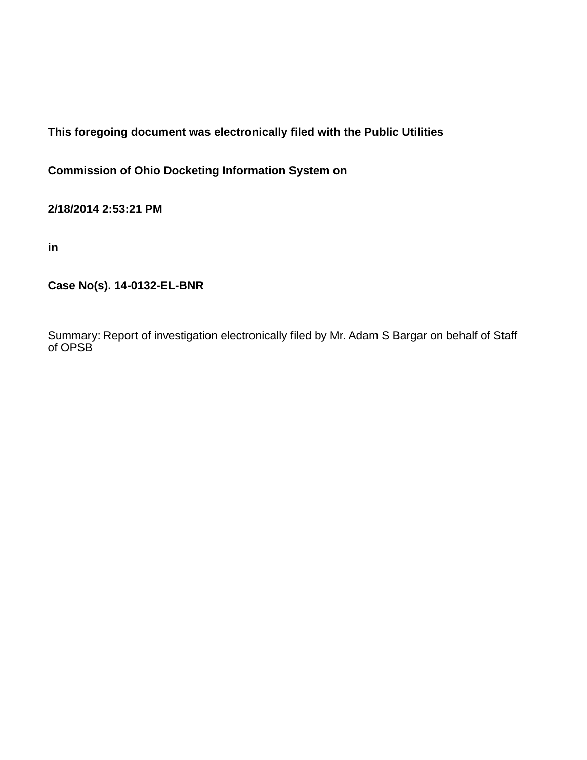**This foregoing document was electronically filed with the Public Utilities**

**Commission of Ohio Docketing Information System on**

**2/18/2014 2:53:21 PM**

**in**

**Case No(s). 14-0132-EL-BNR**

Summary: Report of investigation electronically filed by Mr. Adam S Bargar on behalf of Staff of OPSB